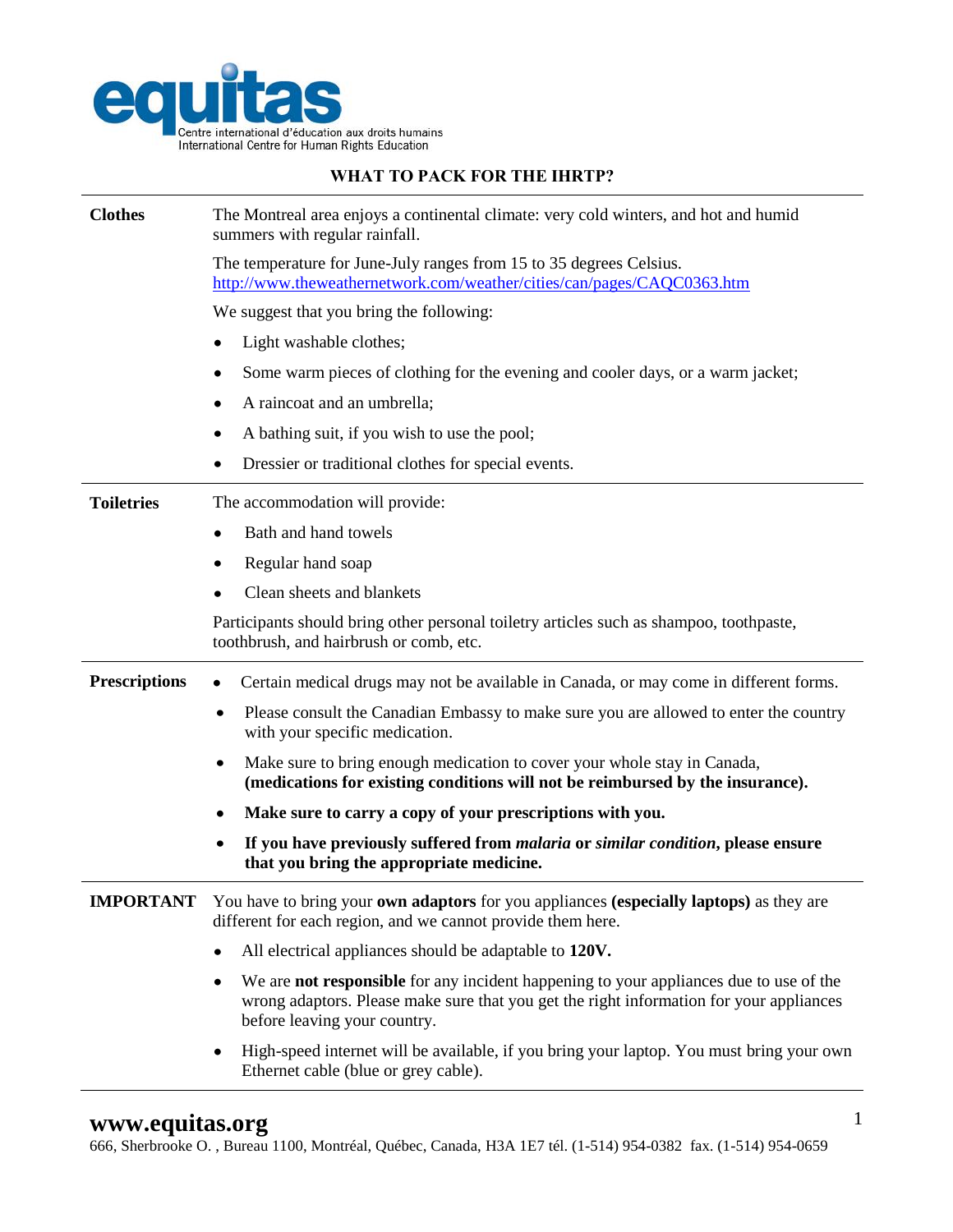**equitas**

Centre international d'éducation aux droits humains
International Centre for Human Rights Education

# WHAT TO PACK FOR THE IHRTP?

## Clothes

The Montreal area enjoys a continental climate: very cold winters, and hot and humid summers with regular rainfall.

The temperature for June-July ranges from 15 to 35 degrees Celsius.
http://www.theweathernetwork.com/weather/cities/can/pages/CAQC0363.htm

We suggest that you bring the following:

- Light washable clothes;
- Some warm pieces of clothing for the evening and cooler days, or a warm jacket;
- A raincoat and an umbrella;
- A bathing suit, if you wish to use the pool;
- Dressier or traditional clothes for special events.

## Toiletries

The accommodation will provide:

- Bath and hand towels
- Regular hand soap
- Clean sheets and blankets

Participants should bring other personal toiletry articles such as shampoo, toothpaste, toothbrush, and hairbrush or comb, etc.

## Prescriptions

- Certain medical drugs may not be available in Canada, or may come in different forms.
- Please consult the Canadian Embassy to make sure you are allowed to enter the country with your specific medication.
- Make sure to bring enough medication to cover your whole stay in Canada, **(medications for existing conditions will not be reimbursed by the insurance).**
- **Make sure to carry a copy of your prescriptions with you.**
- **If you have previously suffered from *malaria* or *similar condition*, please ensure that you bring the appropriate medicine.**

## IMPORTANT

You have to bring your **own adaptors** for you appliances **(especially laptops)** as they are different for each region, and we cannot provide them here.

- All electrical appliances should be adaptable to **120V.**
- We are **not responsible** for any incident happening to your appliances due to use of the wrong adaptors. Please make sure that you get the right information for your appliances before leaving your country.
- High-speed internet will be available, if you bring your laptop. You must bring your own Ethernet cable (blue or grey cable).

**www.equitas.org**

666, Sherbrooke O. , Bureau 1100, Montréal, Québec, Canada, H3A 1E7 tél. (1-514) 954-0382 fax. (1-514) 954-0659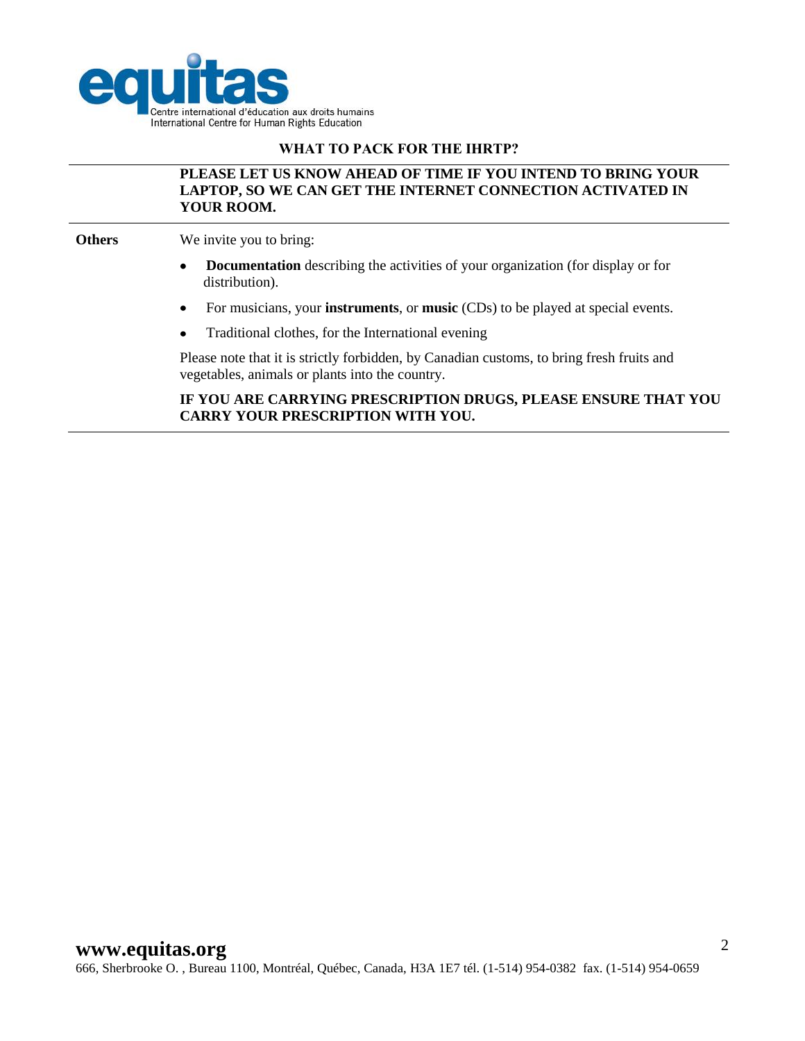## WHAT TO PACK FOR THE IHRTP?

**PLEASE LET US KNOW AHEAD OF TIME IF YOU INTEND TO BRING YOUR LAPTOP, SO WE CAN GET THE INTERNET CONNECTION ACTIVATED IN YOUR ROOM.**

**Others**

We invite you to bring:

- **Documentation** describing the activities of your organization (for display or for distribution).
- For musicians, your **instruments**, or **music** (CDs) to be played at special events.
- Traditional clothes, for the International evening

Please note that it is strictly forbidden, by Canadian customs, to bring fresh fruits and vegetables, animals or plants into the country.

**IF YOU ARE CARRYING PRESCRIPTION DRUGS, PLEASE ENSURE THAT YOU CARRY YOUR PRESCRIPTION WITH YOU.**

**www.equitas.org**

666, Sherbrooke O. , Bureau 1100, Montréal, Québec, Canada, H3A 1E7 tél. (1-514) 954-0382 fax. (1-514) 954-0659